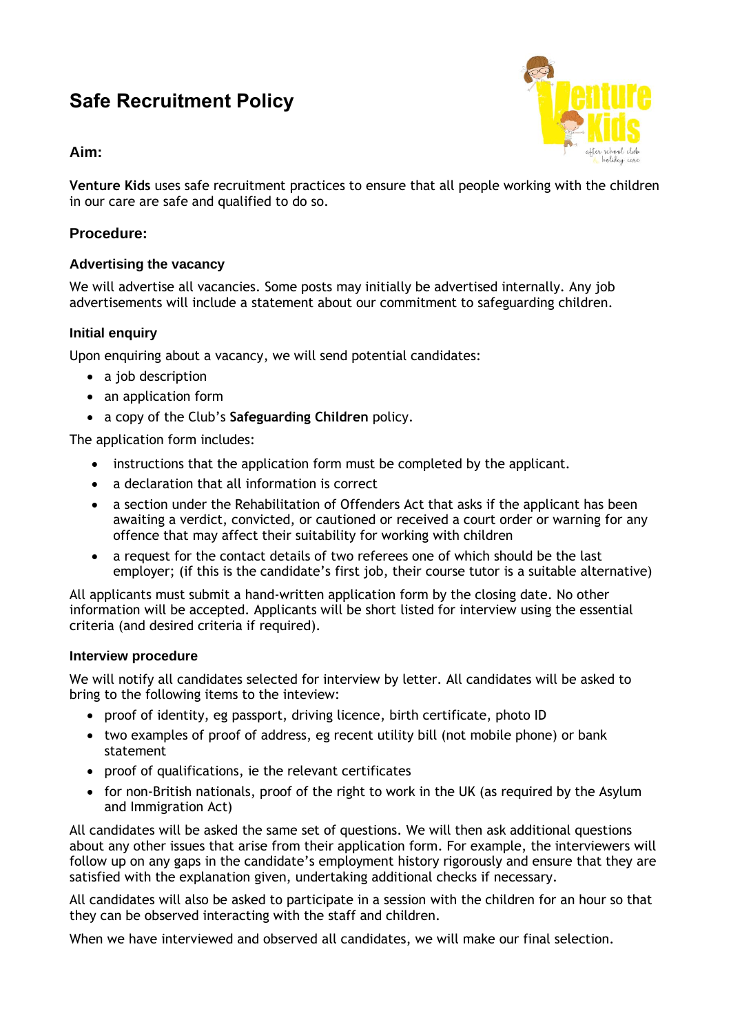# Safe Recruitment Policy

## Aim:

**Venture Kids** uses safe recruitment practices to ensure that all people working with the children in our care are safe and qualified to do so.

## Procedure:

### Advertising the vacancy

We will advertise all vacancies. Some posts may initially be advertised internally. Any job advertisements will include a statement about our commitment to safeguarding children.

### Initial enquiry

Upon enquiring about a vacancy, we will send potential candidates:

- a job description
- an application form
- a copy of the Club's **Safeguarding Children** policy.

The application form includes:

- instructions that the application form must be completed by the applicant.
- a declaration that all information is correct
- a section under the Rehabilitation of Offenders Act that asks if the applicant has been awaiting a verdict, convicted, or cautioned or received a court order or warning for any offence that may affect their suitability for working with children
- a request for the contact details of two referees one of which should be the last employer; (if this is the candidate's first job, their course tutor is a suitable alternative)

All applicants must submit a hand-written application form by the closing date. No other information will be accepted. Applicants will be short listed for interview using the essential criteria (and desired criteria if required).

### Interview procedure

We will notify all candidates selected for interview by letter. All candidates will be asked to bring to the following items to the inteview:

- proof of identity, eg passport, driving licence, birth certificate, photo ID
- two examples of proof of address, eg recent utility bill (not mobile phone) or bank statement
- proof of qualifications, ie the relevant certificates
- for non-British nationals, proof of the right to work in the UK (as required by the Asylum and Immigration Act)

All candidates will be asked the same set of questions. We will then ask additional questions about any other issues that arise from their application form. For example, the interviewers will follow up on any gaps in the candidate's employment history rigorously and ensure that they are satisfied with the explanation given, undertaking additional checks if necessary.

All candidates will also be asked to participate in a session with the children for an hour so that they can be observed interacting with the staff and children.

When we have interviewed and observed all candidates, we will make our final selection.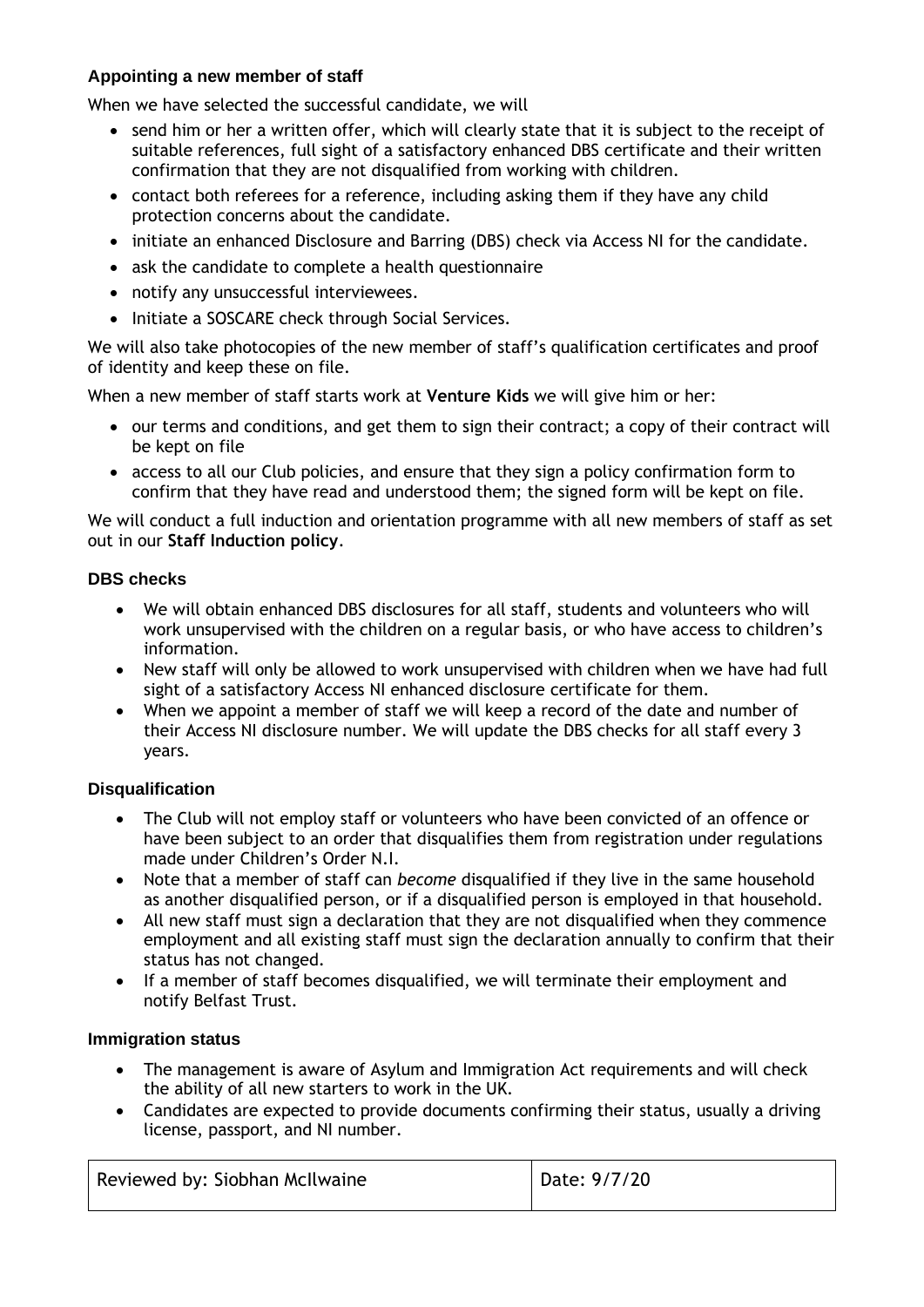### Appointing a new member of staff

When we have selected the successful candidate, we will

- send him or her a written offer, which will clearly state that it is subject to the receipt of suitable references, full sight of a satisfactory enhanced DBS certificate and their written confirmation that they are not disqualified from working with children.
- contact both referees for a reference, including asking them if they have any child protection concerns about the candidate.
- initiate an enhanced Disclosure and Barring (DBS) check via Access NI for the candidate.
- ask the candidate to complete a health questionnaire
- notify any unsuccessful interviewees.
- Initiate a SOSCARE check through Social Services.

We will also take photocopies of the new member of staff's qualification certificates and proof of identity and keep these on file.

When a new member of staff starts work at **Venture Kids** we will give him or her:

- our terms and conditions, and get them to sign their contract; a copy of their contract will be kept on file
- access to all our Club policies, and ensure that they sign a policy confirmation form to confirm that they have read and understood them; the signed form will be kept on file.

We will conduct a full induction and orientation programme with all new members of staff as set out in our **Staff Induction policy**.

### DBS checks

- We will obtain enhanced DBS disclosures for all staff, students and volunteers who will work unsupervised with the children on a regular basis, or who have access to children's information.
- New staff will only be allowed to work unsupervised with children when we have had full sight of a satisfactory Access NI enhanced disclosure certificate for them.
- When we appoint a member of staff we will keep a record of the date and number of their Access NI disclosure number. We will update the DBS checks for all staff every 3 years.

### Disqualification

- The Club will not employ staff or volunteers who have been convicted of an offence or have been subject to an order that disqualifies them from registration under regulations made under Children's Order N.I.
- Note that a member of staff can *become* disqualified if they live in the same household as another disqualified person, or if a disqualified person is employed in that household.
- All new staff must sign a declaration that they are not disqualified when they commence employment and all existing staff must sign the declaration annually to confirm that their status has not changed.
- If a member of staff becomes disqualified, we will terminate their employment and notify Belfast Trust.

### Immigration status

- The management is aware of Asylum and Immigration Act requirements and will check the ability of all new starters to work in the UK.
- Candidates are expected to provide documents confirming their status, usually a driving license, passport, and NI number.

| | |
|---|---|
| Reviewed by: Siobhan McIlwaine | Date: 9/7/20 |